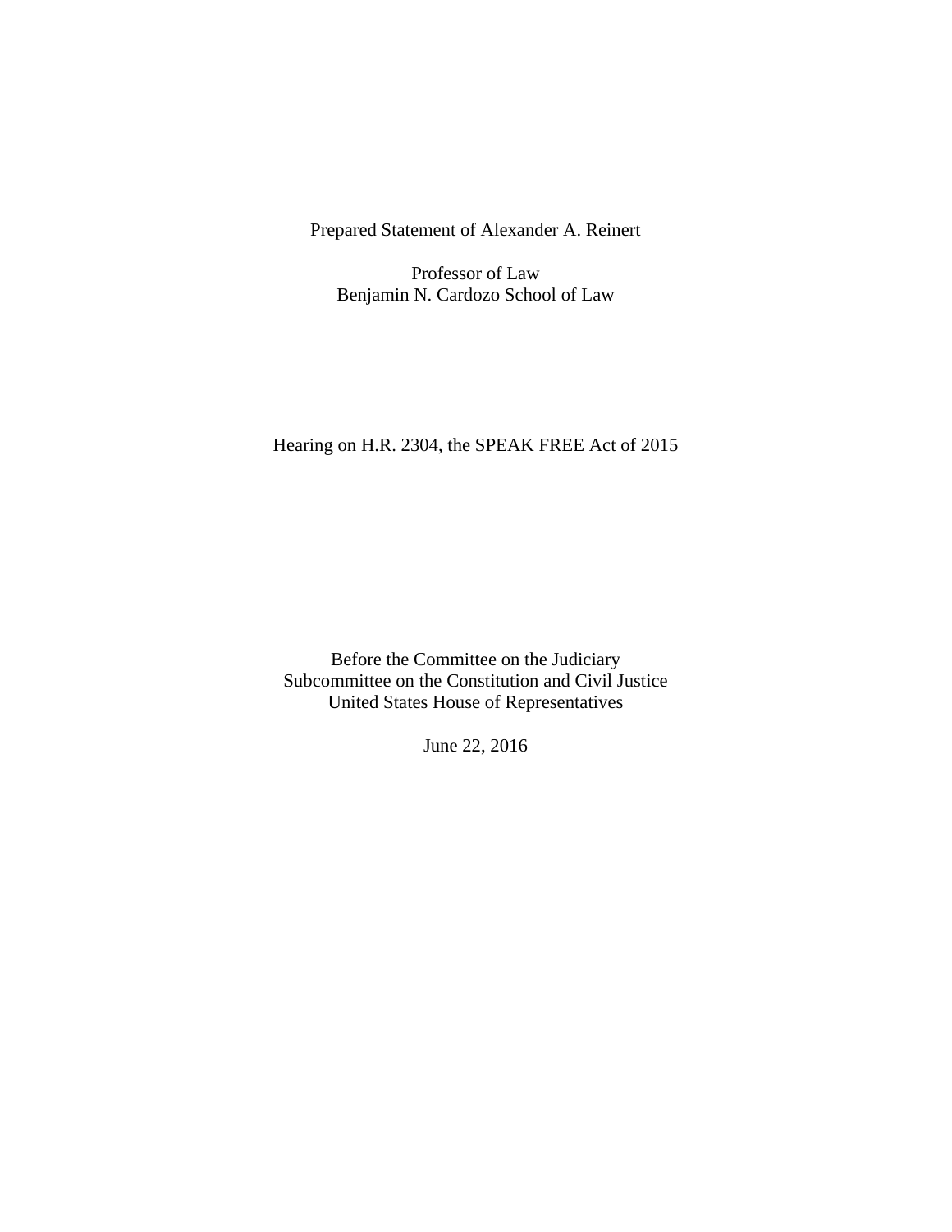Prepared Statement of Alexander A. Reinert

Professor of Law
Benjamin N. Cardozo School of Law

Hearing on H.R. 2304, the SPEAK FREE Act of 2015

Before the Committee on the Judiciary
Subcommittee on the Constitution and Civil Justice
United States House of Representatives

June 22, 2016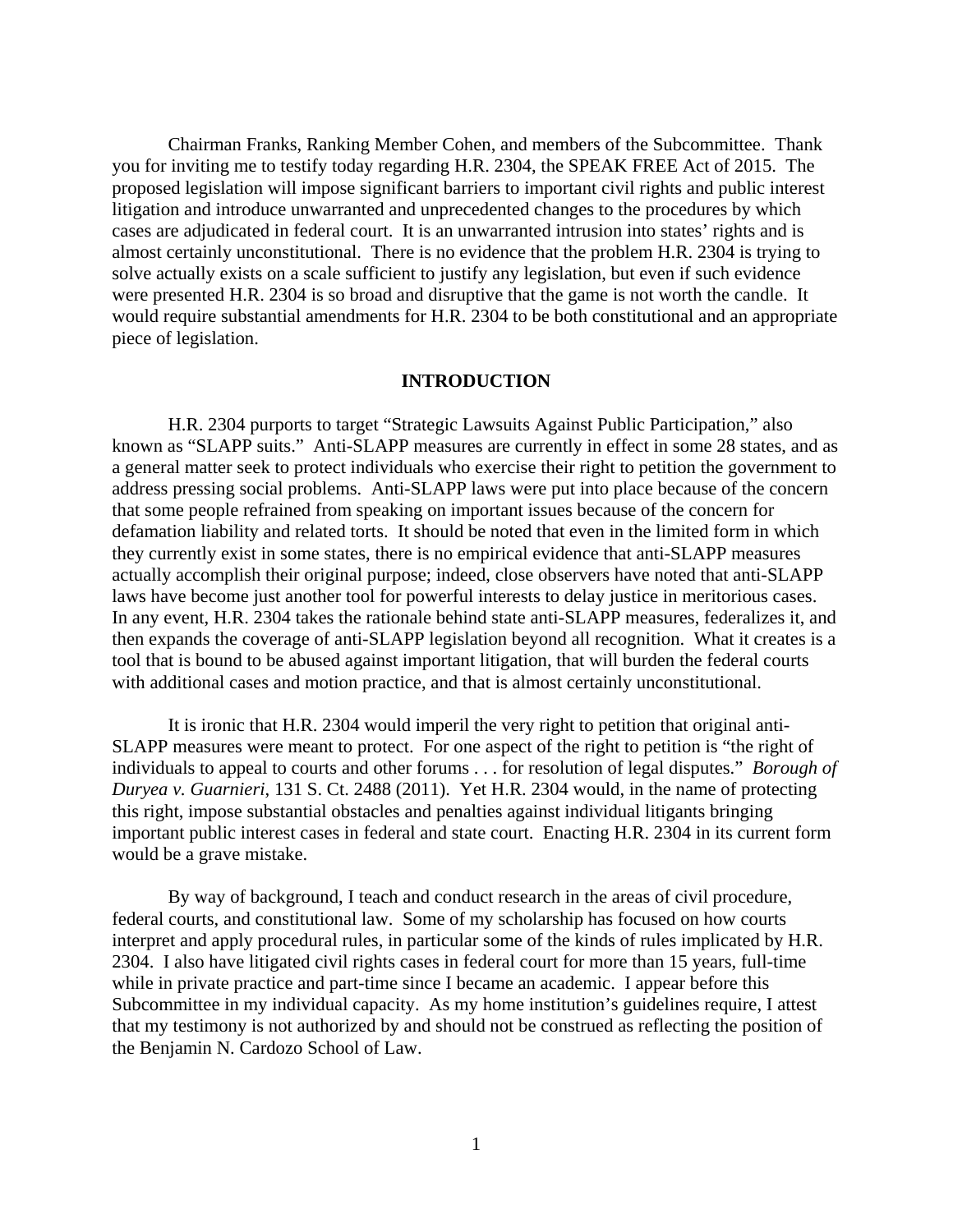Chairman Franks, Ranking Member Cohen, and members of the Subcommittee. Thank you for inviting me to testify today regarding H.R. 2304, the SPEAK FREE Act of 2015. The proposed legislation will impose significant barriers to important civil rights and public interest litigation and introduce unwarranted and unprecedented changes to the procedures by which cases are adjudicated in federal court. It is an unwarranted intrusion into states' rights and is almost certainly unconstitutional. There is no evidence that the problem H.R. 2304 is trying to solve actually exists on a scale sufficient to justify any legislation, but even if such evidence were presented H.R. 2304 is so broad and disruptive that the game is not worth the candle. It would require substantial amendments for H.R. 2304 to be both constitutional and an appropriate piece of legislation.

## INTRODUCTION

H.R. 2304 purports to target "Strategic Lawsuits Against Public Participation," also known as "SLAPP suits." Anti-SLAPP measures are currently in effect in some 28 states, and as a general matter seek to protect individuals who exercise their right to petition the government to address pressing social problems. Anti-SLAPP laws were put into place because of the concern that some people refrained from speaking on important issues because of the concern for defamation liability and related torts. It should be noted that even in the limited form in which they currently exist in some states, there is no empirical evidence that anti-SLAPP measures actually accomplish their original purpose; indeed, close observers have noted that anti-SLAPP laws have become just another tool for powerful interests to delay justice in meritorious cases. In any event, H.R. 2304 takes the rationale behind state anti-SLAPP measures, federalizes it, and then expands the coverage of anti-SLAPP legislation beyond all recognition. What it creates is a tool that is bound to be abused against important litigation, that will burden the federal courts with additional cases and motion practice, and that is almost certainly unconstitutional.

It is ironic that H.R. 2304 would imperil the very right to petition that original anti-SLAPP measures were meant to protect. For one aspect of the right to petition is "the right of individuals to appeal to courts and other forums . . . for resolution of legal disputes." *Borough of Duryea v. Guarnieri*, 131 S. Ct. 2488 (2011). Yet H.R. 2304 would, in the name of protecting this right, impose substantial obstacles and penalties against individual litigants bringing important public interest cases in federal and state court. Enacting H.R. 2304 in its current form would be a grave mistake.

By way of background, I teach and conduct research in the areas of civil procedure, federal courts, and constitutional law. Some of my scholarship has focused on how courts interpret and apply procedural rules, in particular some of the kinds of rules implicated by H.R. 2304. I also have litigated civil rights cases in federal court for more than 15 years, full-time while in private practice and part-time since I became an academic. I appear before this Subcommittee in my individual capacity. As my home institution's guidelines require, I attest that my testimony is not authorized by and should not be construed as reflecting the position of the Benjamin N. Cardozo School of Law.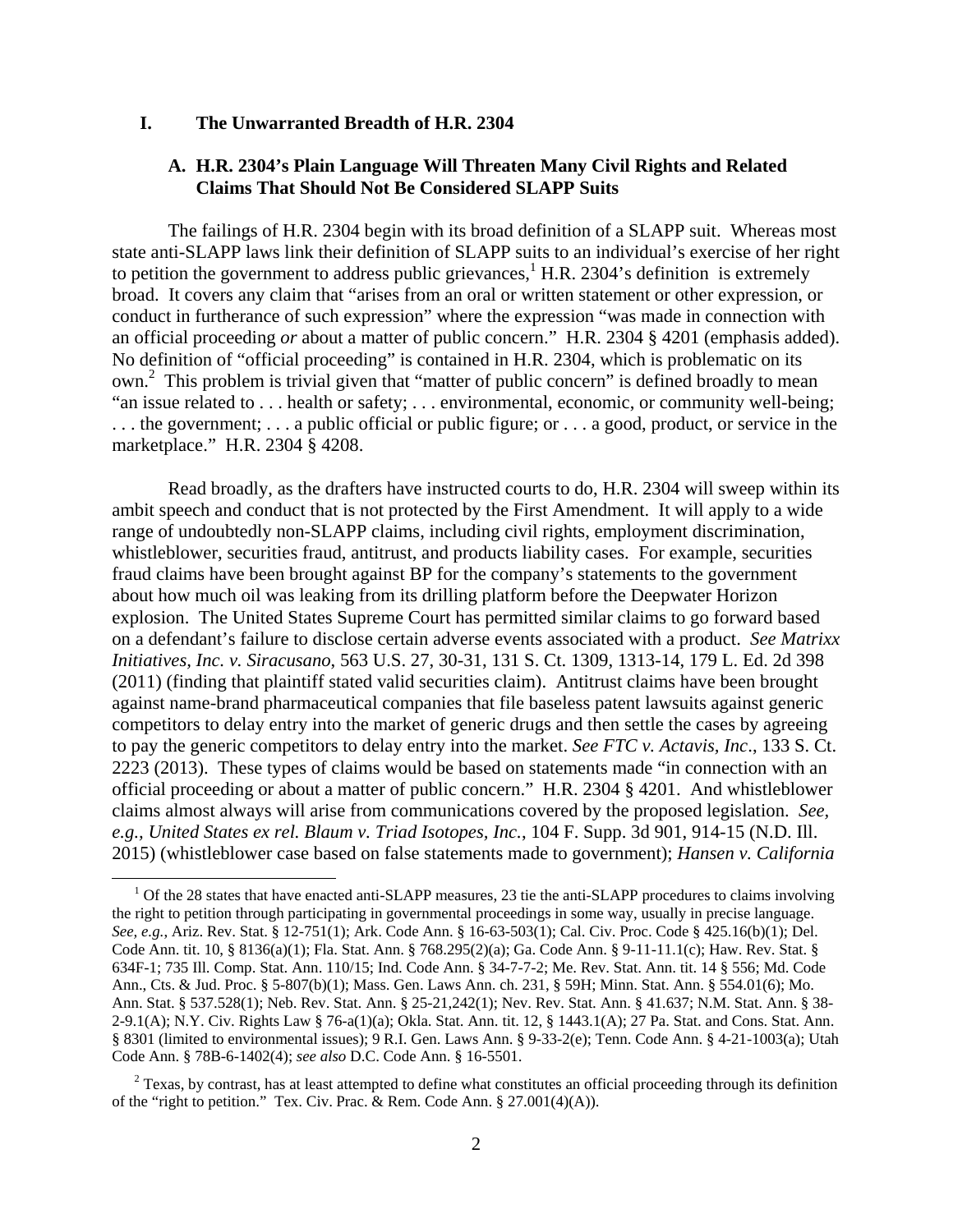## I. The Unwarranted Breadth of H.R. 2304

### A. H.R. 2304's Plain Language Will Threaten Many Civil Rights and Related Claims That Should Not Be Considered SLAPP Suits

The failings of H.R. 2304 begin with its broad definition of a SLAPP suit. Whereas most state anti-SLAPP laws link their definition of SLAPP suits to an individual's exercise of her right to petition the government to address public grievances,[1] H.R. 2304's definition is extremely broad. It covers any claim that "arises from an oral or written statement or other expression, or conduct in furtherance of such expression" where the expression "was made in connection with an official proceeding *or* about a matter of public concern." H.R. 2304 § 4201 (emphasis added). No definition of "official proceeding" is contained in H.R. 2304, which is problematic on its own.[2] This problem is trivial given that "matter of public concern" is defined broadly to mean "an issue related to . . . health or safety; . . . environmental, economic, or community well-being; . . . the government; . . . a public official or public figure; or . . . a good, product, or service in the marketplace." H.R. 2304 § 4208.

Read broadly, as the drafters have instructed courts to do, H.R. 2304 will sweep within its ambit speech and conduct that is not protected by the First Amendment. It will apply to a wide range of undoubtedly non-SLAPP claims, including civil rights, employment discrimination, whistleblower, securities fraud, antitrust, and products liability cases. For example, securities fraud claims have been brought against BP for the company's statements to the government about how much oil was leaking from its drilling platform before the Deepwater Horizon explosion. The United States Supreme Court has permitted similar claims to go forward based on a defendant's failure to disclose certain adverse events associated with a product. *See Matrixx Initiatives, Inc. v. Siracusano*, 563 U.S. 27, 30-31, 131 S. Ct. 1309, 1313-14, 179 L. Ed. 2d 398 (2011) (finding that plaintiff stated valid securities claim). Antitrust claims have been brought against name-brand pharmaceutical companies that file baseless patent lawsuits against generic competitors to delay entry into the market of generic drugs and then settle the cases by agreeing to pay the generic competitors to delay entry into the market. *See FTC v. Actavis, Inc*., 133 S. Ct. 2223 (2013). These types of claims would be based on statements made "in connection with an official proceeding or about a matter of public concern." H.R. 2304 § 4201. And whistleblower claims almost always will arise from communications covered by the proposed legislation. *See, e.g.*, *United States ex rel. Blaum v. Triad Isotopes, Inc.*, 104 F. Supp. 3d 901, 914-15 (N.D. Ill. 2015) (whistleblower case based on false statements made to government); *Hansen v. California*

---

[1] Of the 28 states that have enacted anti-SLAPP measures, 23 tie the anti-SLAPP procedures to claims involving the right to petition through participating in governmental proceedings in some way, usually in precise language. *See, e.g.*, Ariz. Rev. Stat. § 12-751(1); Ark. Code Ann. § 16-63-503(1); Cal. Civ. Proc. Code § 425.16(b)(1); Del. Code Ann. tit. 10, § 8136(a)(1); Fla. Stat. Ann. § 768.295(2)(a); Ga. Code Ann. § 9-11-11.1(c); Haw. Rev. Stat. § 634F-1; 735 Ill. Comp. Stat. Ann. 110/15; Ind. Code Ann. § 34-7-7-2; Me. Rev. Stat. Ann. tit. 14 § 556; Md. Code Ann., Cts. & Jud. Proc. § 5-807(b)(1); Mass. Gen. Laws Ann. ch. 231, § 59H; Minn. Stat. Ann. § 554.01(6); Mo. Ann. Stat. § 537.528(1); Neb. Rev. Stat. Ann. § 25-21,242(1); Nev. Rev. Stat. Ann. § 41.637; N.M. Stat. Ann. § 38-2-9.1(A); N.Y. Civ. Rights Law § 76-a(1)(a); Okla. Stat. Ann. tit. 12, § 1443.1(A); 27 Pa. Stat. and Cons. Stat. Ann. § 8301 (limited to environmental issues); 9 R.I. Gen. Laws Ann. § 9-33-2(e); Tenn. Code Ann. § 4-21-1003(a); Utah Code Ann. § 78B-6-1402(4); *see also* D.C. Code Ann. § 16-5501.

[2] Texas, by contrast, has at least attempted to define what constitutes an official proceeding through its definition of the "right to petition." Tex. Civ. Prac. & Rem. Code Ann. § 27.001(4)(A)).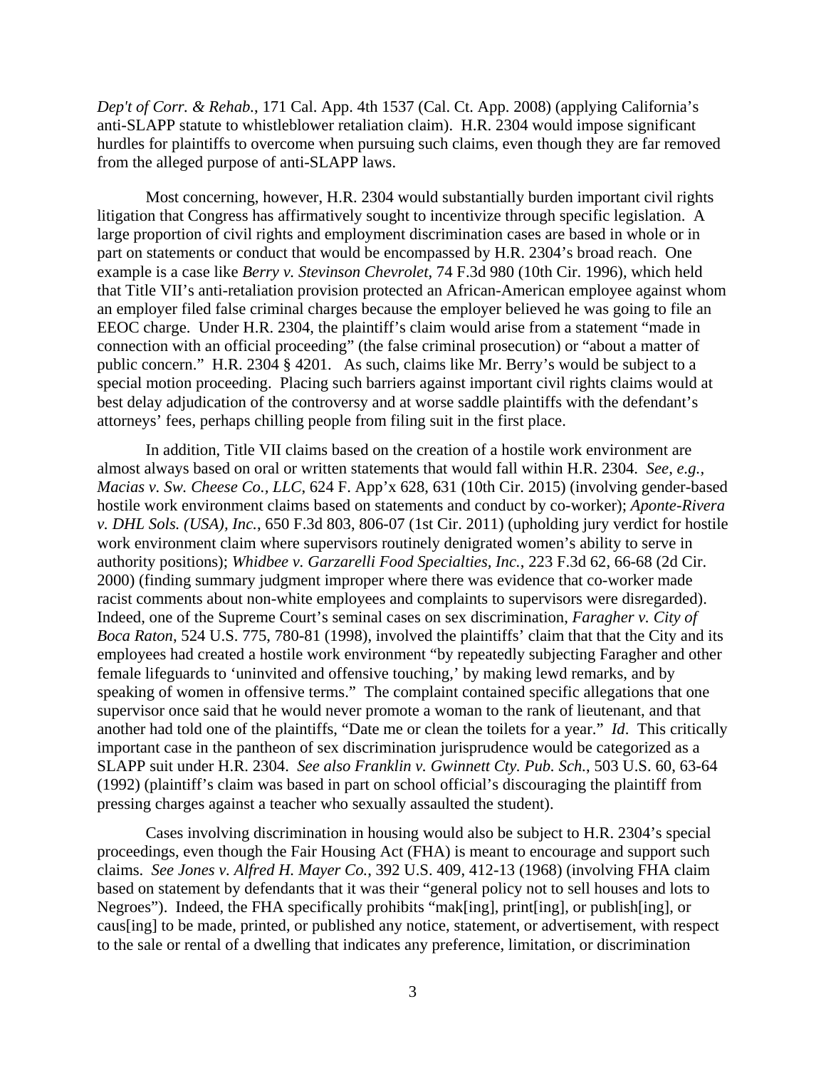*Dep't of Corr. & Rehab.*, 171 Cal. App. 4th 1537 (Cal. Ct. App. 2008) (applying California's anti-SLAPP statute to whistleblower retaliation claim). H.R. 2304 would impose significant hurdles for plaintiffs to overcome when pursuing such claims, even though they are far removed from the alleged purpose of anti-SLAPP laws.

Most concerning, however, H.R. 2304 would substantially burden important civil rights litigation that Congress has affirmatively sought to incentivize through specific legislation. A large proportion of civil rights and employment discrimination cases are based in whole or in part on statements or conduct that would be encompassed by H.R. 2304's broad reach. One example is a case like *Berry v. Stevinson Chevrolet*, 74 F.3d 980 (10th Cir. 1996), which held that Title VII's anti-retaliation provision protected an African-American employee against whom an employer filed false criminal charges because the employer believed he was going to file an EEOC charge. Under H.R. 2304, the plaintiff's claim would arise from a statement "made in connection with an official proceeding" (the false criminal prosecution) or "about a matter of public concern." H.R. 2304 § 4201. As such, claims like Mr. Berry's would be subject to a special motion proceeding. Placing such barriers against important civil rights claims would at best delay adjudication of the controversy and at worse saddle plaintiffs with the defendant's attorneys' fees, perhaps chilling people from filing suit in the first place.

In addition, Title VII claims based on the creation of a hostile work environment are almost always based on oral or written statements that would fall within H.R. 2304. *See, e.g.*, *Macias v. Sw. Cheese Co., LLC*, 624 F. App'x 628, 631 (10th Cir. 2015) (involving gender-based hostile work environment claims based on statements and conduct by co-worker); *Aponte-Rivera v. DHL Sols. (USA), Inc.*, 650 F.3d 803, 806-07 (1st Cir. 2011) (upholding jury verdict for hostile work environment claim where supervisors routinely denigrated women's ability to serve in authority positions); *Whidbee v. Garzarelli Food Specialties, Inc.*, 223 F.3d 62, 66-68 (2d Cir. 2000) (finding summary judgment improper where there was evidence that co-worker made racist comments about non-white employees and complaints to supervisors were disregarded). Indeed, one of the Supreme Court's seminal cases on sex discrimination, *Faragher v. City of Boca Raton*, 524 U.S. 775, 780-81 (1998), involved the plaintiffs' claim that that the City and its employees had created a hostile work environment "by repeatedly subjecting Faragher and other female lifeguards to 'uninvited and offensive touching,' by making lewd remarks, and by speaking of women in offensive terms." The complaint contained specific allegations that one supervisor once said that he would never promote a woman to the rank of lieutenant, and that another had told one of the plaintiffs, "Date me or clean the toilets for a year." *Id*. This critically important case in the pantheon of sex discrimination jurisprudence would be categorized as a SLAPP suit under H.R. 2304. *See also Franklin v. Gwinnett Cty. Pub. Sch.*, 503 U.S. 60, 63-64 (1992) (plaintiff's claim was based in part on school official's discouraging the plaintiff from pressing charges against a teacher who sexually assaulted the student).

Cases involving discrimination in housing would also be subject to H.R. 2304's special proceedings, even though the Fair Housing Act (FHA) is meant to encourage and support such claims. *See Jones v. Alfred H. Mayer Co.*, 392 U.S. 409, 412-13 (1968) (involving FHA claim based on statement by defendants that it was their "general policy not to sell houses and lots to Negroes"). Indeed, the FHA specifically prohibits "mak[ing], print[ing], or publish[ing], or caus[ing] to be made, printed, or published any notice, statement, or advertisement, with respect to the sale or rental of a dwelling that indicates any preference, limitation, or discrimination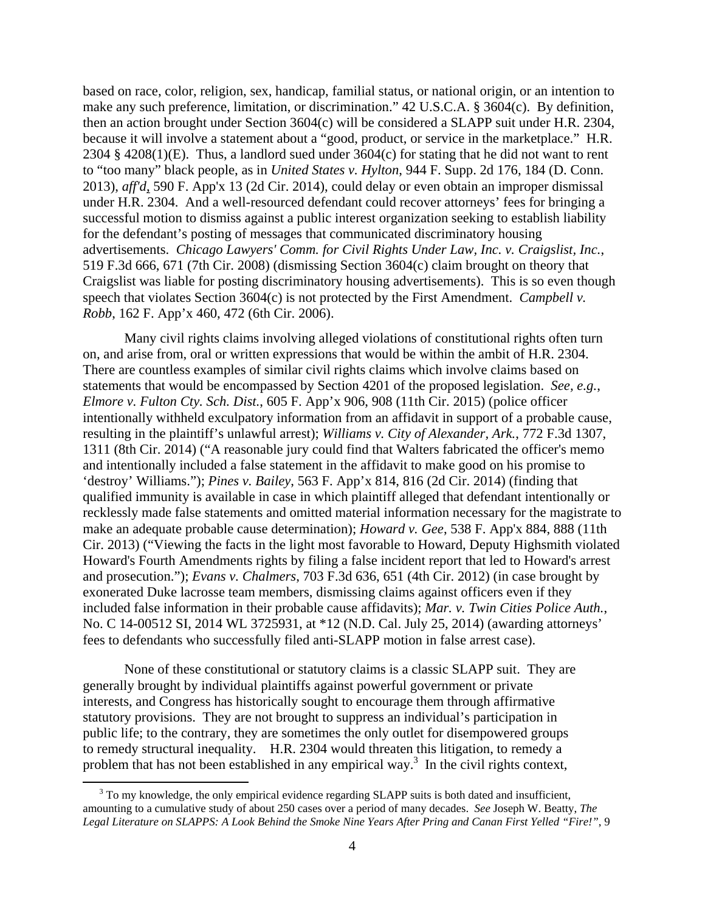based on race, color, religion, sex, handicap, familial status, or national origin, or an intention to make any such preference, limitation, or discrimination." 42 U.S.C.A. § 3604(c). By definition, then an action brought under Section 3604(c) will be considered a SLAPP suit under H.R. 2304, because it will involve a statement about a "good, product, or service in the marketplace." H.R. 2304 § 4208(1)(E). Thus, a landlord sued under 3604(c) for stating that he did not want to rent to "too many" black people, as in *United States v. Hylton*, 944 F. Supp. 2d 176, 184 (D. Conn. 2013), *aff'd*, 590 F. App'x 13 (2d Cir. 2014), could delay or even obtain an improper dismissal under H.R. 2304. And a well-resourced defendant could recover attorneys' fees for bringing a successful motion to dismiss against a public interest organization seeking to establish liability for the defendant's posting of messages that communicated discriminatory housing advertisements. *Chicago Lawyers' Comm. for Civil Rights Under Law, Inc. v. Craigslist, Inc.*, 519 F.3d 666, 671 (7th Cir. 2008) (dismissing Section 3604(c) claim brought on theory that Craigslist was liable for posting discriminatory housing advertisements). This is so even though speech that violates Section 3604(c) is not protected by the First Amendment. *Campbell v. Robb*, 162 F. App'x 460, 472 (6th Cir. 2006).

Many civil rights claims involving alleged violations of constitutional rights often turn on, and arise from, oral or written expressions that would be within the ambit of H.R. 2304. There are countless examples of similar civil rights claims which involve claims based on statements that would be encompassed by Section 4201 of the proposed legislation. *See, e.g.*, *Elmore v. Fulton Cty. Sch. Dist.*, 605 F. App'x 906, 908 (11th Cir. 2015) (police officer intentionally withheld exculpatory information from an affidavit in support of a probable cause, resulting in the plaintiff's unlawful arrest); *Williams v. City of Alexander, Ark.*, 772 F.3d 1307, 1311 (8th Cir. 2014) ("A reasonable jury could find that Walters fabricated the officer's memo and intentionally included a false statement in the affidavit to make good on his promise to 'destroy' Williams."); *Pines v. Bailey*, 563 F. App'x 814, 816 (2d Cir. 2014) (finding that qualified immunity is available in case in which plaintiff alleged that defendant intentionally or recklessly made false statements and omitted material information necessary for the magistrate to make an adequate probable cause determination); *Howard v. Gee*, 538 F. App'x 884, 888 (11th Cir. 2013) ("Viewing the facts in the light most favorable to Howard, Deputy Highsmith violated Howard's Fourth Amendments rights by filing a false incident report that led to Howard's arrest and prosecution."); *Evans v. Chalmers*, 703 F.3d 636, 651 (4th Cir. 2012) (in case brought by exonerated Duke lacrosse team members, dismissing claims against officers even if they included false information in their probable cause affidavits); *Mar. v. Twin Cities Police Auth.*, No. C 14-00512 SI, 2014 WL 3725931, at *12 (N.D. Cal. July 25, 2014) (awarding attorneys' fees to defendants who successfully filed anti-SLAPP motion in false arrest case).

None of these constitutional or statutory claims is a classic SLAPP suit. They are generally brought by individual plaintiffs against powerful government or private interests, and Congress has historically sought to encourage them through affirmative statutory provisions. They are not brought to suppress an individual's participation in public life; to the contrary, they are sometimes the only outlet for disempowered groups to remedy structural inequality. H.R. 2304 would threaten this litigation, to remedy a problem that has not been established in any empirical way.[3] In the civil rights context,

[3] To my knowledge, the only empirical evidence regarding SLAPP suits is both dated and insufficient, amounting to a cumulative study of about 250 cases over a period of many decades. *See* Joseph W. Beatty, *The Legal Literature on SLAPPS: A Look Behind the Smoke Nine Years After Pring and Canan First Yelled "Fire!"*, 9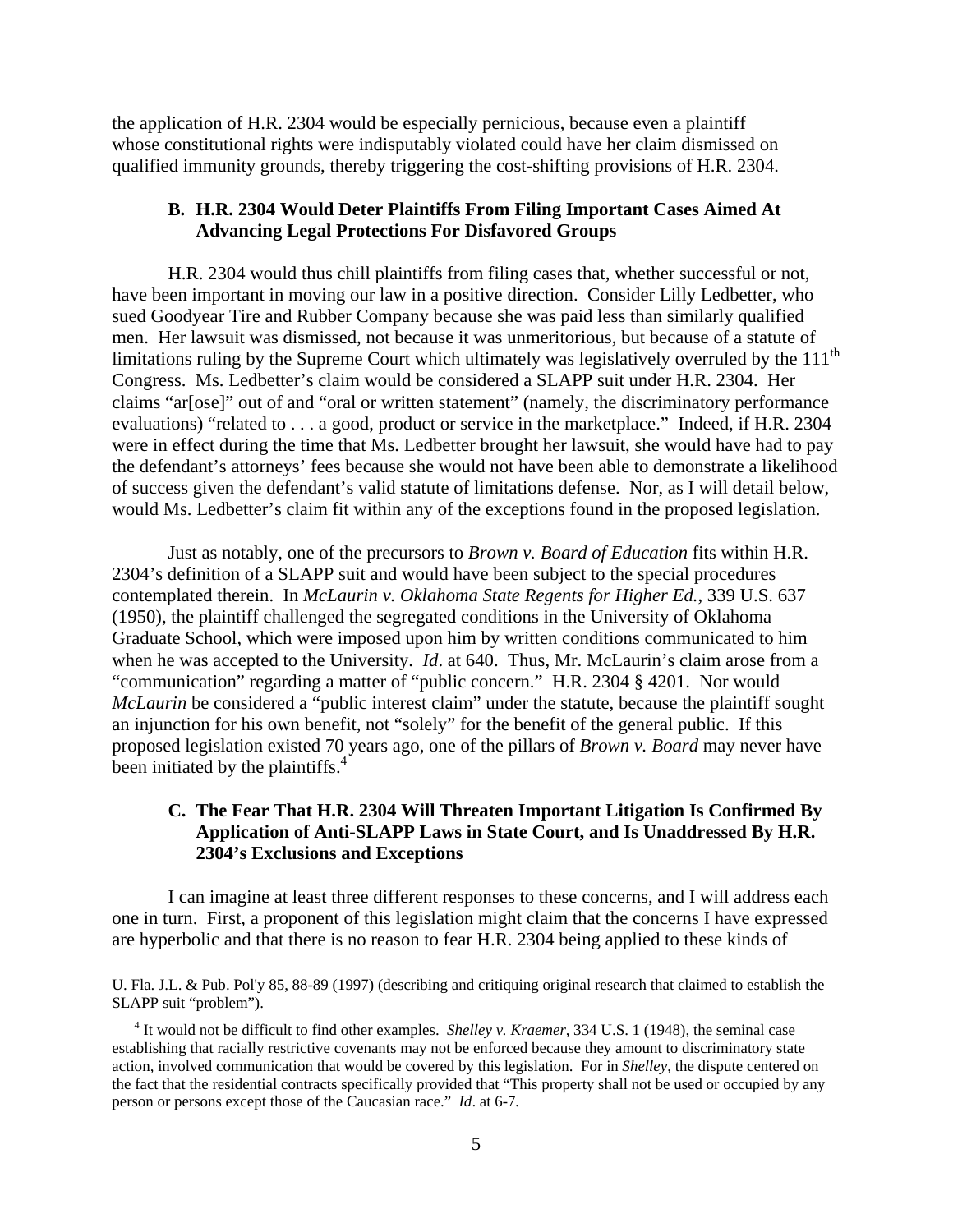the application of H.R. 2304 would be especially pernicious, because even a plaintiff whose constitutional rights were indisputably violated could have her claim dismissed on qualified immunity grounds, thereby triggering the cost-shifting provisions of H.R. 2304.

### B. H.R. 2304 Would Deter Plaintiffs From Filing Important Cases Aimed At Advancing Legal Protections For Disfavored Groups

H.R. 2304 would thus chill plaintiffs from filing cases that, whether successful or not, have been important in moving our law in a positive direction. Consider Lilly Ledbetter, who sued Goodyear Tire and Rubber Company because she was paid less than similarly qualified men. Her lawsuit was dismissed, not because it was unmeritorious, but because of a statute of limitations ruling by the Supreme Court which ultimately was legislatively overruled by the 111th Congress. Ms. Ledbetter's claim would be considered a SLAPP suit under H.R. 2304. Her claims "ar[ose]" out of and "oral or written statement" (namely, the discriminatory performance evaluations) "related to . . . a good, product or service in the marketplace." Indeed, if H.R. 2304 were in effect during the time that Ms. Ledbetter brought her lawsuit, she would have had to pay the defendant's attorneys' fees because she would not have been able to demonstrate a likelihood of success given the defendant's valid statute of limitations defense. Nor, as I will detail below, would Ms. Ledbetter's claim fit within any of the exceptions found in the proposed legislation.

Just as notably, one of the precursors to *Brown v. Board of Education* fits within H.R. 2304's definition of a SLAPP suit and would have been subject to the special procedures contemplated therein. In *McLaurin v. Oklahoma State Regents for Higher Ed.*, 339 U.S. 637 (1950), the plaintiff challenged the segregated conditions in the University of Oklahoma Graduate School, which were imposed upon him by written conditions communicated to him when he was accepted to the University. *Id*. at 640. Thus, Mr. McLaurin's claim arose from a "communication" regarding a matter of "public concern." H.R. 2304 § 4201. Nor would *McLaurin* be considered a "public interest claim" under the statute, because the plaintiff sought an injunction for his own benefit, not "solely" for the benefit of the general public. If this proposed legislation existed 70 years ago, one of the pillars of *Brown v. Board* may never have been initiated by the plaintiffs.[4]

### C. The Fear That H.R. 2304 Will Threaten Important Litigation Is Confirmed By Application of Anti-SLAPP Laws in State Court, and Is Unaddressed By H.R. 2304's Exclusions and Exceptions

I can imagine at least three different responses to these concerns, and I will address each one in turn. First, a proponent of this legislation might claim that the concerns I have expressed are hyperbolic and that there is no reason to fear H.R. 2304 being applied to these kinds of

---

U. Fla. J.L. & Pub. Pol'y 85, 88-89 (1997) (describing and critiquing original research that claimed to establish the SLAPP suit "problem").

[4] It would not be difficult to find other examples. *Shelley v. Kraemer*, 334 U.S. 1 (1948), the seminal case establishing that racially restrictive covenants may not be enforced because they amount to discriminatory state action, involved communication that would be covered by this legislation. For in *Shelley*, the dispute centered on the fact that the residential contracts specifically provided that "This property shall not be used or occupied by any person or persons except those of the Caucasian race." *Id*. at 6-7.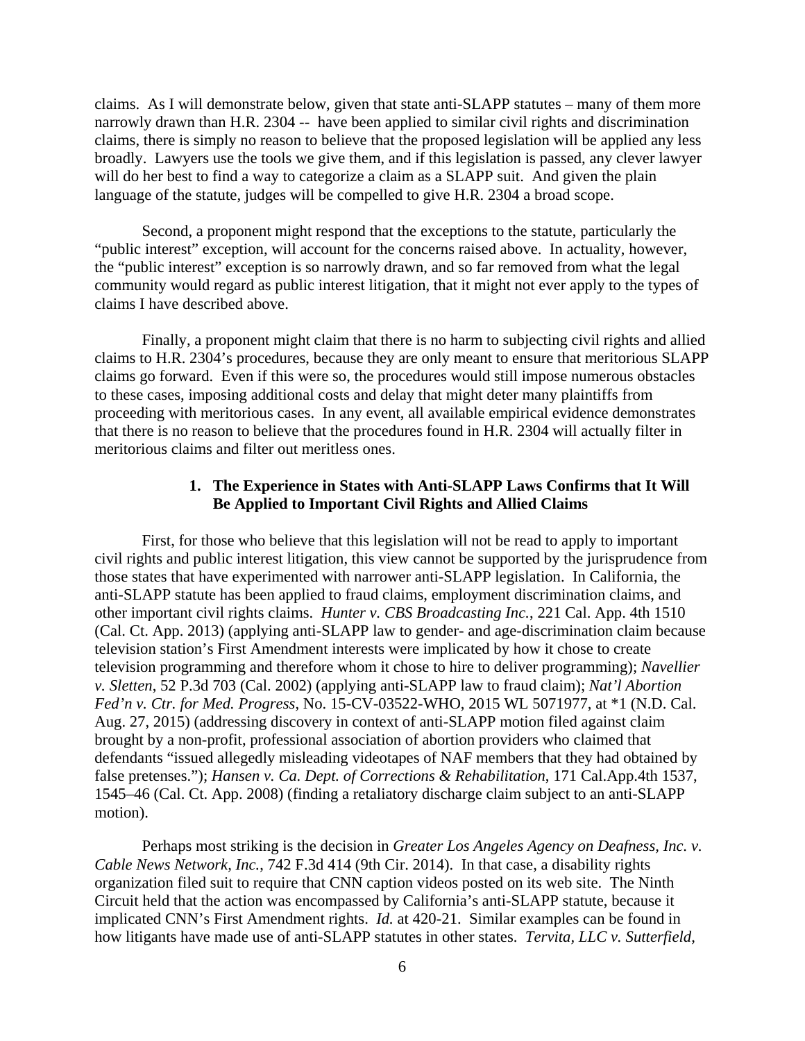claims. As I will demonstrate below, given that state anti-SLAPP statutes – many of them more narrowly drawn than H.R. 2304 -- have been applied to similar civil rights and discrimination claims, there is simply no reason to believe that the proposed legislation will be applied any less broadly. Lawyers use the tools we give them, and if this legislation is passed, any clever lawyer will do her best to find a way to categorize a claim as a SLAPP suit. And given the plain language of the statute, judges will be compelled to give H.R. 2304 a broad scope.

Second, a proponent might respond that the exceptions to the statute, particularly the "public interest" exception, will account for the concerns raised above. In actuality, however, the "public interest" exception is so narrowly drawn, and so far removed from what the legal community would regard as public interest litigation, that it might not ever apply to the types of claims I have described above.

Finally, a proponent might claim that there is no harm to subjecting civil rights and allied claims to H.R. 2304's procedures, because they are only meant to ensure that meritorious SLAPP claims go forward. Even if this were so, the procedures would still impose numerous obstacles to these cases, imposing additional costs and delay that might deter many plaintiffs from proceeding with meritorious cases. In any event, all available empirical evidence demonstrates that there is no reason to believe that the procedures found in H.R. 2304 will actually filter in meritorious claims and filter out meritless ones.

### 1. The Experience in States with Anti-SLAPP Laws Confirms that It Will Be Applied to Important Civil Rights and Allied Claims

First, for those who believe that this legislation will not be read to apply to important civil rights and public interest litigation, this view cannot be supported by the jurisprudence from those states that have experimented with narrower anti-SLAPP legislation. In California, the anti-SLAPP statute has been applied to fraud claims, employment discrimination claims, and other important civil rights claims. *Hunter v. CBS Broadcasting Inc.*, 221 Cal. App. 4th 1510 (Cal. Ct. App. 2013) (applying anti-SLAPP law to gender- and age-discrimination claim because television station's First Amendment interests were implicated by how it chose to create television programming and therefore whom it chose to hire to deliver programming); *Navellier v. Sletten*, 52 P.3d 703 (Cal. 2002) (applying anti-SLAPP law to fraud claim); *Nat'l Abortion Fed'n v. Ctr. for Med. Progress*, No. 15-CV-03522-WHO, 2015 WL 5071977, at *1 (N.D. Cal. Aug. 27, 2015) (addressing discovery in context of anti-SLAPP motion filed against claim brought by a non-profit, professional association of abortion providers who claimed that defendants "issued allegedly misleading videotapes of NAF members that they had obtained by false pretenses."); *Hansen v. Ca. Dept. of Corrections & Rehabilitation*, 171 Cal.App.4th 1537, 1545–46 (Cal. Ct. App. 2008) (finding a retaliatory discharge claim subject to an anti-SLAPP motion).

Perhaps most striking is the decision in *Greater Los Angeles Agency on Deafness, Inc. v. Cable News Network, Inc.*, 742 F.3d 414 (9th Cir. 2014). In that case, a disability rights organization filed suit to require that CNN caption videos posted on its web site. The Ninth Circuit held that the action was encompassed by California's anti-SLAPP statute, because it implicated CNN's First Amendment rights. *Id.* at 420-21. Similar examples can be found in how litigants have made use of anti-SLAPP statutes in other states. *Tervita, LLC v. Sutterfield*,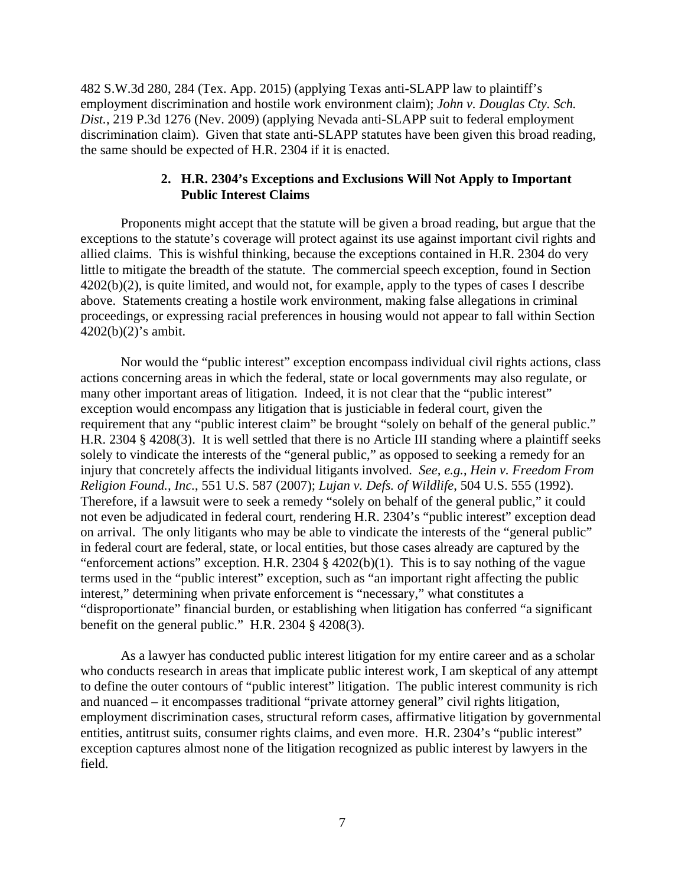482 S.W.3d 280, 284 (Tex. App. 2015) (applying Texas anti-SLAPP law to plaintiff's employment discrimination and hostile work environment claim); *John v. Douglas Cty. Sch. Dist.*, 219 P.3d 1276 (Nev. 2009) (applying Nevada anti-SLAPP suit to federal employment discrimination claim). Given that state anti-SLAPP statutes have been given this broad reading, the same should be expected of H.R. 2304 if it is enacted.

### 2. H.R. 2304's Exceptions and Exclusions Will Not Apply to Important Public Interest Claims

Proponents might accept that the statute will be given a broad reading, but argue that the exceptions to the statute's coverage will protect against its use against important civil rights and allied claims. This is wishful thinking, because the exceptions contained in H.R. 2304 do very little to mitigate the breadth of the statute. The commercial speech exception, found in Section 4202(b)(2), is quite limited, and would not, for example, apply to the types of cases I describe above. Statements creating a hostile work environment, making false allegations in criminal proceedings, or expressing racial preferences in housing would not appear to fall within Section 4202(b)(2)'s ambit.

Nor would the "public interest" exception encompass individual civil rights actions, class actions concerning areas in which the federal, state or local governments may also regulate, or many other important areas of litigation. Indeed, it is not clear that the "public interest" exception would encompass any litigation that is justiciable in federal court, given the requirement that any "public interest claim" be brought "solely on behalf of the general public." H.R. 2304 § 4208(3). It is well settled that there is no Article III standing where a plaintiff seeks solely to vindicate the interests of the "general public," as opposed to seeking a remedy for an injury that concretely affects the individual litigants involved. *See, e.g.*, *Hein v. Freedom From Religion Found., Inc.*, 551 U.S. 587 (2007); *Lujan v. Defs. of Wildlife*, 504 U.S. 555 (1992). Therefore, if a lawsuit were to seek a remedy "solely on behalf of the general public," it could not even be adjudicated in federal court, rendering H.R. 2304's "public interest" exception dead on arrival. The only litigants who may be able to vindicate the interests of the "general public" in federal court are federal, state, or local entities, but those cases already are captured by the "enforcement actions" exception. H.R. 2304 § 4202(b)(1). This is to say nothing of the vague terms used in the "public interest" exception, such as "an important right affecting the public interest," determining when private enforcement is "necessary," what constitutes a "disproportionate" financial burden, or establishing when litigation has conferred "a significant benefit on the general public." H.R. 2304 § 4208(3).

As a lawyer has conducted public interest litigation for my entire career and as a scholar who conducts research in areas that implicate public interest work, I am skeptical of any attempt to define the outer contours of "public interest" litigation. The public interest community is rich and nuanced – it encompasses traditional "private attorney general" civil rights litigation, employment discrimination cases, structural reform cases, affirmative litigation by governmental entities, antitrust suits, consumer rights claims, and even more. H.R. 2304's "public interest" exception captures almost none of the litigation recognized as public interest by lawyers in the field.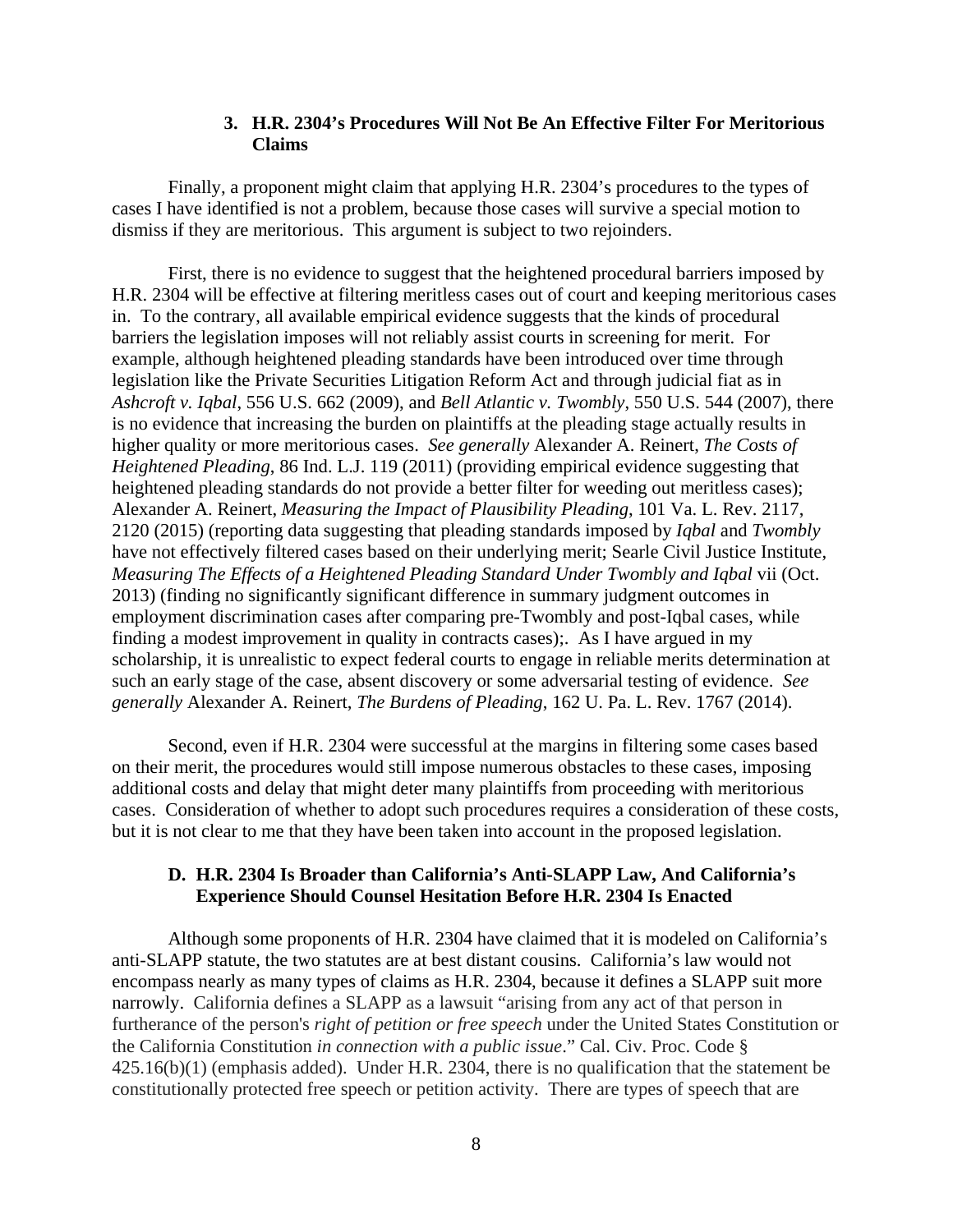### 3. **H.R. 2304's Procedures Will Not Be An Effective Filter For Meritorious Claims**

Finally, a proponent might claim that applying H.R. 2304's procedures to the types of cases I have identified is not a problem, because those cases will survive a special motion to dismiss if they are meritorious. This argument is subject to two rejoinders.

First, there is no evidence to suggest that the heightened procedural barriers imposed by H.R. 2304 will be effective at filtering meritless cases out of court and keeping meritorious cases in. To the contrary, all available empirical evidence suggests that the kinds of procedural barriers the legislation imposes will not reliably assist courts in screening for merit. For example, although heightened pleading standards have been introduced over time through legislation like the Private Securities Litigation Reform Act and through judicial fiat as in *Ashcroft v. Iqbal*, 556 U.S. 662 (2009), and *Bell Atlantic v. Twombly*, 550 U.S. 544 (2007), there is no evidence that increasing the burden on plaintiffs at the pleading stage actually results in higher quality or more meritorious cases. *See generally* Alexander A. Reinert, *The Costs of Heightened Pleading*, 86 Ind. L.J. 119 (2011) (providing empirical evidence suggesting that heightened pleading standards do not provide a better filter for weeding out meritless cases); Alexander A. Reinert, *Measuring the Impact of Plausibility Pleading*, 101 Va. L. Rev. 2117, 2120 (2015) (reporting data suggesting that pleading standards imposed by *Iqbal* and *Twombly* have not effectively filtered cases based on their underlying merit; Searle Civil Justice Institute, *Measuring The Effects of a Heightened Pleading Standard Under Twombly and Iqbal* vii (Oct. 2013) (finding no significantly significant difference in summary judgment outcomes in employment discrimination cases after comparing pre-Twombly and post-Iqbal cases, while finding a modest improvement in quality in contracts cases);. As I have argued in my scholarship, it is unrealistic to expect federal courts to engage in reliable merits determination at such an early stage of the case, absent discovery or some adversarial testing of evidence. *See generally* Alexander A. Reinert, *The Burdens of Pleading*, 162 U. Pa. L. Rev. 1767 (2014).

Second, even if H.R. 2304 were successful at the margins in filtering some cases based on their merit, the procedures would still impose numerous obstacles to these cases, imposing additional costs and delay that might deter many plaintiffs from proceeding with meritorious cases. Consideration of whether to adopt such procedures requires a consideration of these costs, but it is not clear to me that they have been taken into account in the proposed legislation.

## D. **H.R. 2304 Is Broader than California's Anti-SLAPP Law, And California's Experience Should Counsel Hesitation Before H.R. 2304 Is Enacted**

Although some proponents of H.R. 2304 have claimed that it is modeled on California's anti-SLAPP statute, the two statutes are at best distant cousins. California's law would not encompass nearly as many types of claims as H.R. 2304, because it defines a SLAPP suit more narrowly. California defines a SLAPP as a lawsuit "arising from any act of that person in furtherance of the person's *right of petition or free speech* under the United States Constitution or the California Constitution *in connection with a public issue*." Cal. Civ. Proc. Code § 425.16(b)(1) (emphasis added). Under H.R. 2304, there is no qualification that the statement be constitutionally protected free speech or petition activity. There are types of speech that are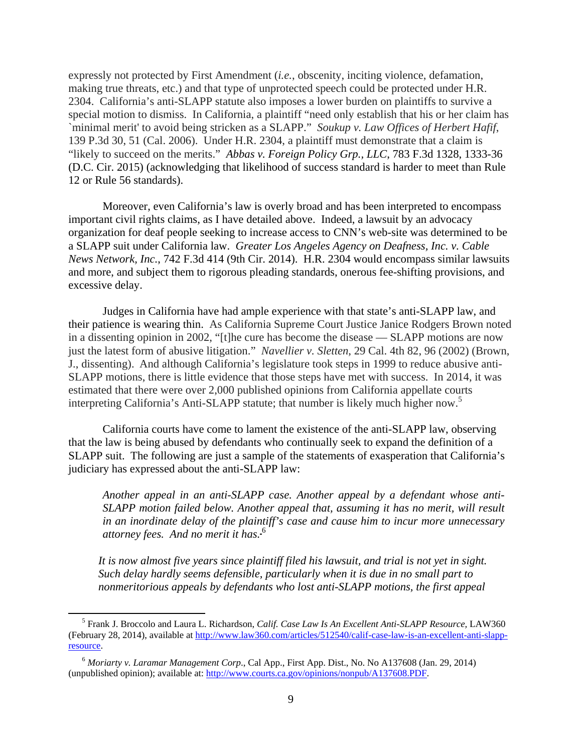expressly not protected by First Amendment (*i.e.*, obscenity, inciting violence, defamation, making true threats, etc.) and that type of unprotected speech could be protected under H.R. 2304. California's anti-SLAPP statute also imposes a lower burden on plaintiffs to survive a special motion to dismiss. In California, a plaintiff "need only establish that his or her claim has `minimal merit' to avoid being stricken as a SLAPP." *Soukup v. Law Offices of Herbert Hafif*, 139 P.3d 30, 51 (Cal. 2006). Under H.R. 2304, a plaintiff must demonstrate that a claim is "likely to succeed on the merits." *Abbas v. Foreign Policy Grp., LLC*, 783 F.3d 1328, 1333-36 (D.C. Cir. 2015) (acknowledging that likelihood of success standard is harder to meet than Rule 12 or Rule 56 standards).

Moreover, even California's law is overly broad and has been interpreted to encompass important civil rights claims, as I have detailed above. Indeed, a lawsuit by an advocacy organization for deaf people seeking to increase access to CNN's web-site was determined to be a SLAPP suit under California law. *Greater Los Angeles Agency on Deafness, Inc. v. Cable News Network, Inc.*, 742 F.3d 414 (9th Cir. 2014). H.R. 2304 would encompass similar lawsuits and more, and subject them to rigorous pleading standards, onerous fee-shifting provisions, and excessive delay.

Judges in California have had ample experience with that state's anti-SLAPP law, and their patience is wearing thin. As California Supreme Court Justice Janice Rodgers Brown noted in a dissenting opinion in 2002, "[t]he cure has become the disease — SLAPP motions are now just the latest form of abusive litigation." *Navellier v. Sletten*, 29 Cal. 4th 82, 96 (2002) (Brown, J., dissenting). And although California's legislature took steps in 1999 to reduce abusive anti-SLAPP motions, there is little evidence that those steps have met with success. In 2014, it was estimated that there were over 2,000 published opinions from California appellate courts interpreting California's Anti-SLAPP statute; that number is likely much higher now.[5]

California courts have come to lament the existence of the anti-SLAPP law, observing that the law is being abused by defendants who continually seek to expand the definition of a SLAPP suit. The following are just a sample of the statements of exasperation that California's judiciary has expressed about the anti-SLAPP law:

> *Another appeal in an anti-SLAPP case. Another appeal by a defendant whose anti-SLAPP motion failed below. Another appeal that, assuming it has no merit, will result in an inordinate delay of the plaintiff's case and cause him to incur more unnecessary attorney fees. And no merit it has*.[6]

> *It is now almost five years since plaintiff filed his lawsuit, and trial is not yet in sight. Such delay hardly seems defensible, particularly when it is due in no small part to nonmeritorious appeals by defendants who lost anti-SLAPP motions, the first appeal*

---

[5] Frank J. Broccolo and Laura L. Richardson, *Calif. Case Law Is An Excellent Anti-SLAPP Resource,* LAW360 (February 28, 2014), available at http://www.law360.com/articles/512540/calif-case-law-is-an-excellent-anti-slapp-resource.

[6] *Moriarty v. Laramar Management Corp*., Cal App., First App. Dist., No. No A137608 (Jan. 29, 2014) (unpublished opinion); available at: http://www.courts.ca.gov/opinions/nonpub/A137608.PDF.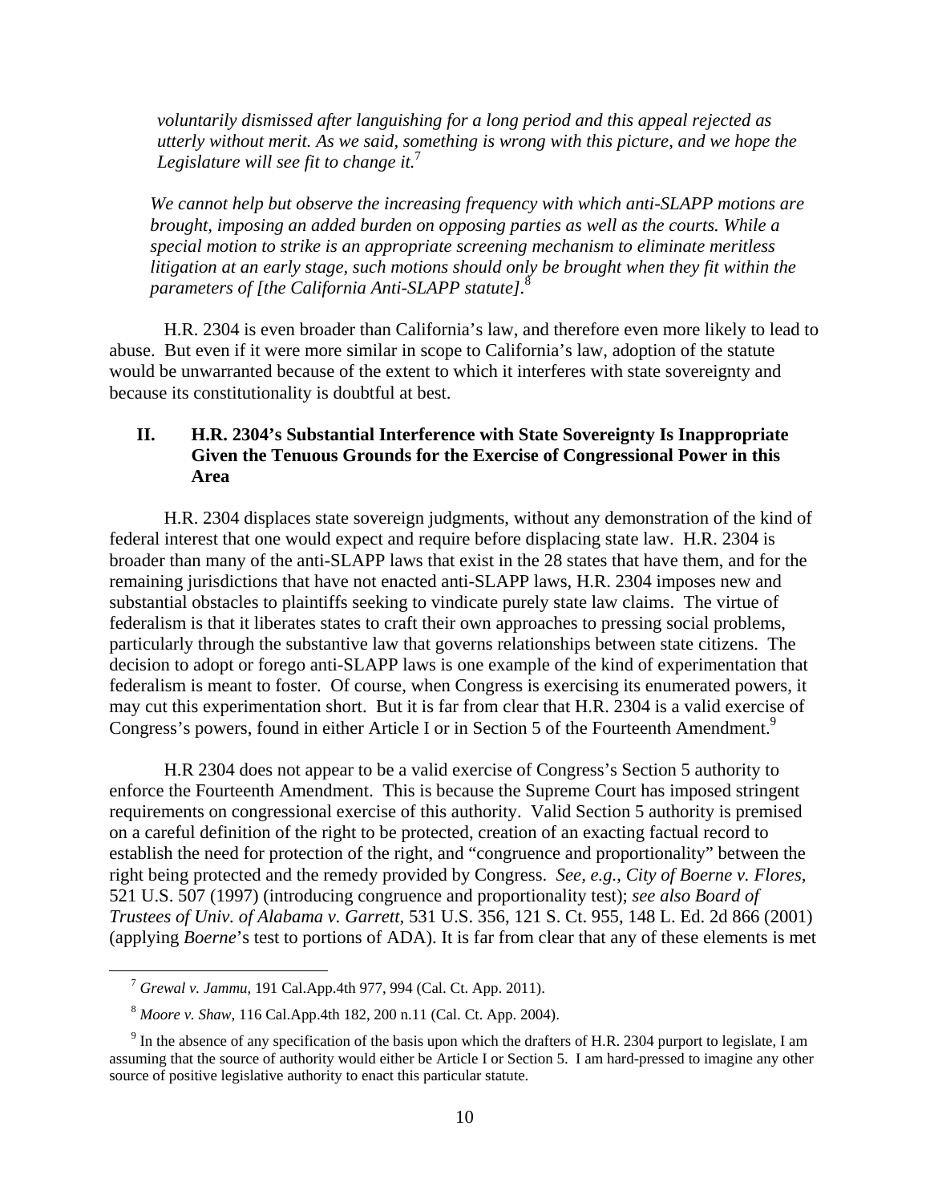*voluntarily dismissed after languishing for a long period and this appeal rejected as utterly without merit. As we said, something is wrong with this picture, and we hope the Legislature will see fit to change it.*[7]

*We cannot help but observe the increasing frequency with which anti-SLAPP motions are brought, imposing an added burden on opposing parties as well as the courts. While a special motion to strike is an appropriate screening mechanism to eliminate meritless litigation at an early stage, such motions should only be brought when they fit within the parameters of [the California Anti-SLAPP statute].*[8]

H.R. 2304 is even broader than California's law, and therefore even more likely to lead to abuse. But even if it were more similar in scope to California's law, adoption of the statute would be unwarranted because of the extent to which it interferes with state sovereignty and because its constitutionality is doubtful at best.

## II. H.R. 2304's Substantial Interference with State Sovereignty Is Inappropriate Given the Tenuous Grounds for the Exercise of Congressional Power in this Area

H.R. 2304 displaces state sovereign judgments, without any demonstration of the kind of federal interest that one would expect and require before displacing state law. H.R. 2304 is broader than many of the anti-SLAPP laws that exist in the 28 states that have them, and for the remaining jurisdictions that have not enacted anti-SLAPP laws, H.R. 2304 imposes new and substantial obstacles to plaintiffs seeking to vindicate purely state law claims. The virtue of federalism is that it liberates states to craft their own approaches to pressing social problems, particularly through the substantive law that governs relationships between state citizens. The decision to adopt or forego anti-SLAPP laws is one example of the kind of experimentation that federalism is meant to foster. Of course, when Congress is exercising its enumerated powers, it may cut this experimentation short. But it is far from clear that H.R. 2304 is a valid exercise of Congress's powers, found in either Article I or in Section 5 of the Fourteenth Amendment.[9]

H.R 2304 does not appear to be a valid exercise of Congress's Section 5 authority to enforce the Fourteenth Amendment. This is because the Supreme Court has imposed stringent requirements on congressional exercise of this authority. Valid Section 5 authority is premised on a careful definition of the right to be protected, creation of an exacting factual record to establish the need for protection of the right, and "congruence and proportionality" between the right being protected and the remedy provided by Congress. *See, e.g., City of Boerne v. Flores*, 521 U.S. 507 (1997) (introducing congruence and proportionality test); *see also Board of Trustees of Univ. of Alabama v. Garrett*, 531 U.S. 356, 121 S. Ct. 955, 148 L. Ed. 2d 866 (2001) (applying *Boerne*'s test to portions of ADA). It is far from clear that any of these elements is met

---

[7] *Grewal v. Jammu*, 191 Cal.App.4th 977, 994 (Cal. Ct. App. 2011).

[8] *Moore v. Shaw*, 116 Cal.App.4th 182, 200 n.11 (Cal. Ct. App. 2004).

[9] In the absence of any specification of the basis upon which the drafters of H.R. 2304 purport to legislate, I am assuming that the source of authority would either be Article I or Section 5. I am hard-pressed to imagine any other source of positive legislative authority to enact this particular statute.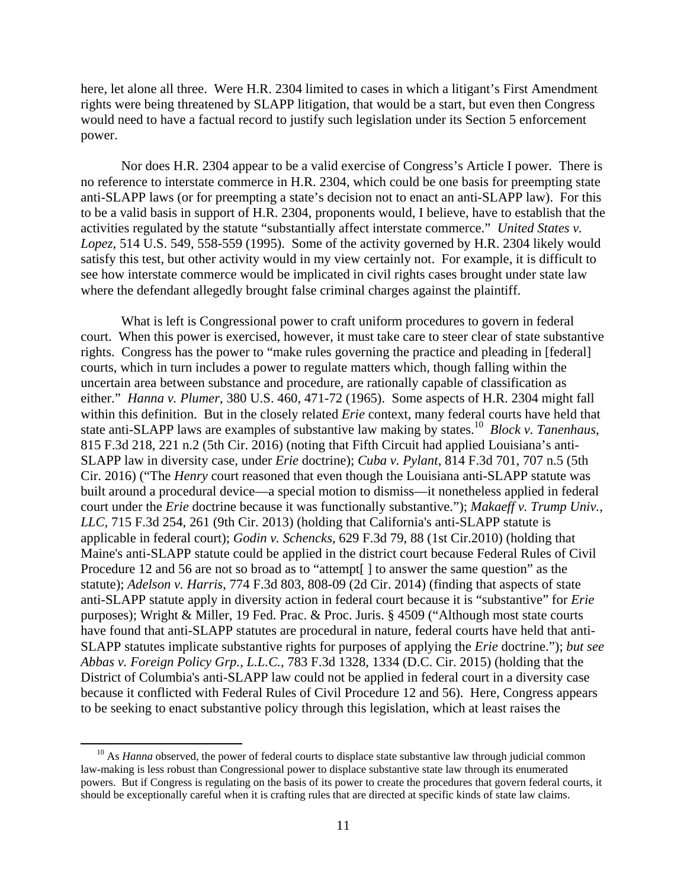here, let alone all three. Were H.R. 2304 limited to cases in which a litigant's First Amendment rights were being threatened by SLAPP litigation, that would be a start, but even then Congress would need to have a factual record to justify such legislation under its Section 5 enforcement power.

Nor does H.R. 2304 appear to be a valid exercise of Congress's Article I power. There is no reference to interstate commerce in H.R. 2304, which could be one basis for preempting state anti-SLAPP laws (or for preempting a state's decision not to enact an anti-SLAPP law). For this to be a valid basis in support of H.R. 2304, proponents would, I believe, have to establish that the activities regulated by the statute "substantially affect interstate commerce." *United States v. Lopez*, 514 U.S. 549, 558-559 (1995). Some of the activity governed by H.R. 2304 likely would satisfy this test, but other activity would in my view certainly not. For example, it is difficult to see how interstate commerce would be implicated in civil rights cases brought under state law where the defendant allegedly brought false criminal charges against the plaintiff.

What is left is Congressional power to craft uniform procedures to govern in federal court. When this power is exercised, however, it must take care to steer clear of state substantive rights. Congress has the power to "make rules governing the practice and pleading in [federal] courts, which in turn includes a power to regulate matters which, though falling within the uncertain area between substance and procedure, are rationally capable of classification as either." *Hanna v. Plumer*, 380 U.S. 460, 471-72 (1965). Some aspects of H.R. 2304 might fall within this definition. But in the closely related *Erie* context, many federal courts have held that state anti-SLAPP laws are examples of substantive law making by states.[10] *Block v. Tanenhaus*, 815 F.3d 218, 221 n.2 (5th Cir. 2016) (noting that Fifth Circuit had applied Louisiana's anti-SLAPP law in diversity case, under *Erie* doctrine); *Cuba v. Pylant*, 814 F.3d 701, 707 n.5 (5th Cir. 2016) ("The *Henry* court reasoned that even though the Louisiana anti-SLAPP statute was built around a procedural device—a special motion to dismiss—it nonetheless applied in federal court under the *Erie* doctrine because it was functionally substantive."); *Makaeff v. Trump Univ., LLC*, 715 F.3d 254, 261 (9th Cir. 2013) (holding that California's anti-SLAPP statute is applicable in federal court); *Godin v. Schencks*, 629 F.3d 79, 88 (1st Cir.2010) (holding that Maine's anti-SLAPP statute could be applied in the district court because Federal Rules of Civil Procedure 12 and 56 are not so broad as to "attempt[ ] to answer the same question" as the statute); *Adelson v. Harris*, 774 F.3d 803, 808-09 (2d Cir. 2014) (finding that aspects of state anti-SLAPP statute apply in diversity action in federal court because it is "substantive" for *Erie* purposes); Wright & Miller, 19 Fed. Prac. & Proc. Juris. § 4509 ("Although most state courts have found that anti-SLAPP statutes are procedural in nature, federal courts have held that anti-SLAPP statutes implicate substantive rights for purposes of applying the *Erie* doctrine."); *but see Abbas v. Foreign Policy Grp., L.L.C.*, 783 F.3d 1328, 1334 (D.C. Cir. 2015) (holding that the District of Columbia's anti-SLAPP law could not be applied in federal court in a diversity case because it conflicted with Federal Rules of Civil Procedure 12 and 56). Here, Congress appears to be seeking to enact substantive policy through this legislation, which at least raises the

---

[10] As *Hanna* observed, the power of federal courts to displace state substantive law through judicial common law-making is less robust than Congressional power to displace substantive state law through its enumerated powers. But if Congress is regulating on the basis of its power to create the procedures that govern federal courts, it should be exceptionally careful when it is crafting rules that are directed at specific kinds of state law claims.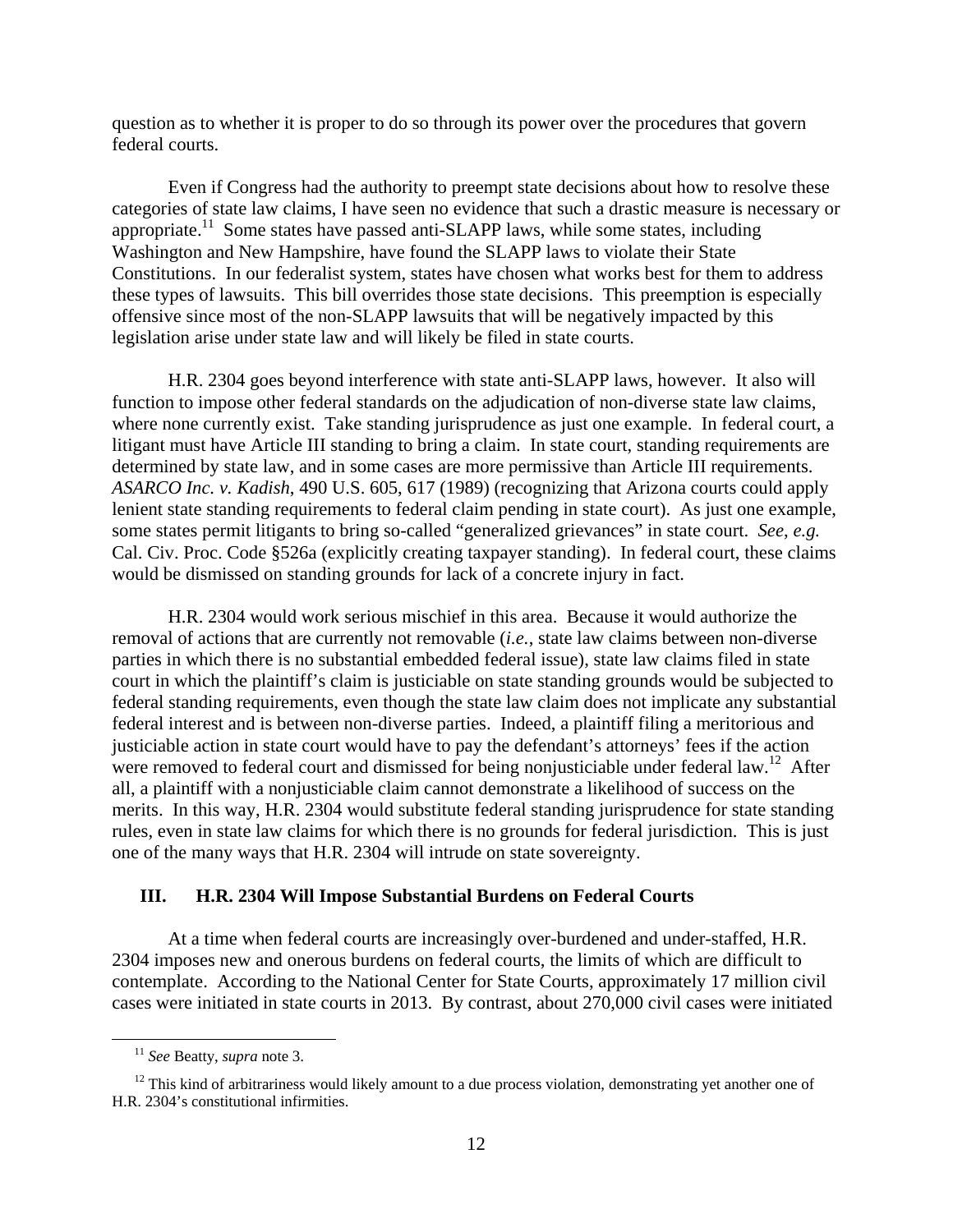question as to whether it is proper to do so through its power over the procedures that govern federal courts.

Even if Congress had the authority to preempt state decisions about how to resolve these categories of state law claims, I have seen no evidence that such a drastic measure is necessary or appropriate.[11] Some states have passed anti-SLAPP laws, while some states, including Washington and New Hampshire, have found the SLAPP laws to violate their State Constitutions. In our federalist system, states have chosen what works best for them to address these types of lawsuits. This bill overrides those state decisions. This preemption is especially offensive since most of the non-SLAPP lawsuits that will be negatively impacted by this legislation arise under state law and will likely be filed in state courts.

H.R. 2304 goes beyond interference with state anti-SLAPP laws, however. It also will function to impose other federal standards on the adjudication of non-diverse state law claims, where none currently exist. Take standing jurisprudence as just one example. In federal court, a litigant must have Article III standing to bring a claim. In state court, standing requirements are determined by state law, and in some cases are more permissive than Article III requirements. *ASARCO Inc. v. Kadish*, 490 U.S. 605, 617 (1989) (recognizing that Arizona courts could apply lenient state standing requirements to federal claim pending in state court). As just one example, some states permit litigants to bring so-called "generalized grievances" in state court. *See*, *e.g.* Cal. Civ. Proc. Code §526a (explicitly creating taxpayer standing). In federal court, these claims would be dismissed on standing grounds for lack of a concrete injury in fact.

H.R. 2304 would work serious mischief in this area. Because it would authorize the removal of actions that are currently not removable (*i.e.*, state law claims between non-diverse parties in which there is no substantial embedded federal issue), state law claims filed in state court in which the plaintiff's claim is justiciable on state standing grounds would be subjected to federal standing requirements, even though the state law claim does not implicate any substantial federal interest and is between non-diverse parties. Indeed, a plaintiff filing a meritorious and justiciable action in state court would have to pay the defendant's attorneys' fees if the action were removed to federal court and dismissed for being nonjusticiable under federal law.[12] After all, a plaintiff with a nonjusticiable claim cannot demonstrate a likelihood of success on the merits. In this way, H.R. 2304 would substitute federal standing jurisprudence for state standing rules, even in state law claims for which there is no grounds for federal jurisdiction. This is just one of the many ways that H.R. 2304 will intrude on state sovereignty.

## III. H.R. 2304 Will Impose Substantial Burdens on Federal Courts

At a time when federal courts are increasingly over-burdened and under-staffed, H.R. 2304 imposes new and onerous burdens on federal courts, the limits of which are difficult to contemplate. According to the National Center for State Courts, approximately 17 million civil cases were initiated in state courts in 2013. By contrast, about 270,000 civil cases were initiated

---

[11] *See* Beatty, *supra* note 3.

[12] This kind of arbitrariness would likely amount to a due process violation, demonstrating yet another one of H.R. 2304's constitutional infirmities.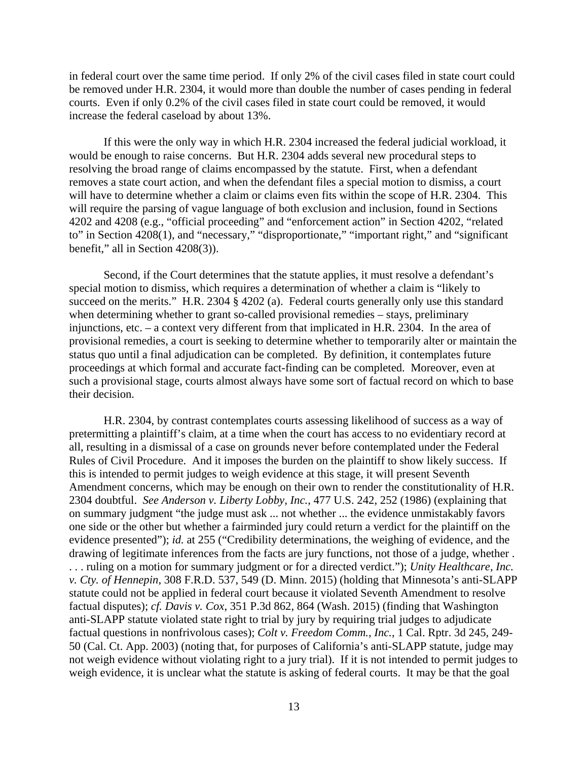in federal court over the same time period. If only 2% of the civil cases filed in state court could be removed under H.R. 2304, it would more than double the number of cases pending in federal courts. Even if only 0.2% of the civil cases filed in state court could be removed, it would increase the federal caseload by about 13%.

If this were the only way in which H.R. 2304 increased the federal judicial workload, it would be enough to raise concerns. But H.R. 2304 adds several new procedural steps to resolving the broad range of claims encompassed by the statute. First, when a defendant removes a state court action, and when the defendant files a special motion to dismiss, a court will have to determine whether a claim or claims even fits within the scope of H.R. 2304. This will require the parsing of vague language of both exclusion and inclusion, found in Sections 4202 and 4208 (e.g., "official proceeding" and "enforcement action" in Section 4202, "related to" in Section 4208(1), and "necessary," "disproportionate," "important right," and "significant benefit," all in Section 4208(3)).

Second, if the Court determines that the statute applies, it must resolve a defendant's special motion to dismiss, which requires a determination of whether a claim is "likely to succeed on the merits." H.R. 2304 § 4202 (a). Federal courts generally only use this standard when determining whether to grant so-called provisional remedies – stays, preliminary injunctions, etc. – a context very different from that implicated in H.R. 2304. In the area of provisional remedies, a court is seeking to determine whether to temporarily alter or maintain the status quo until a final adjudication can be completed. By definition, it contemplates future proceedings at which formal and accurate fact-finding can be completed. Moreover, even at such a provisional stage, courts almost always have some sort of factual record on which to base their decision.

H.R. 2304, by contrast contemplates courts assessing likelihood of success as a way of pretermitting a plaintiff's claim, at a time when the court has access to no evidentiary record at all, resulting in a dismissal of a case on grounds never before contemplated under the Federal Rules of Civil Procedure. And it imposes the burden on the plaintiff to show likely success. If this is intended to permit judges to weigh evidence at this stage, it will present Seventh Amendment concerns, which may be enough on their own to render the constitutionality of H.R. 2304 doubtful. *See Anderson v. Liberty Lobby, Inc.*, 477 U.S. 242, 252 (1986) (explaining that on summary judgment "the judge must ask ... not whether ... the evidence unmistakably favors one side or the other but whether a fairminded jury could return a verdict for the plaintiff on the evidence presented"); *id.* at 255 ("Credibility determinations, the weighing of evidence, and the drawing of legitimate inferences from the facts are jury functions, not those of a judge, whether . . . . ruling on a motion for summary judgment or for a directed verdict."); *Unity Healthcare, Inc. v. Cty. of Hennepin*, 308 F.R.D. 537, 549 (D. Minn. 2015) (holding that Minnesota's anti-SLAPP statute could not be applied in federal court because it violated Seventh Amendment to resolve factual disputes); *cf. Davis v. Cox*, 351 P.3d 862, 864 (Wash. 2015) (finding that Washington anti-SLAPP statute violated state right to trial by jury by requiring trial judges to adjudicate factual questions in nonfrivolous cases); *Colt v. Freedom Comm., Inc.*, 1 Cal. Rptr. 3d 245, 249-50 (Cal. Ct. App. 2003) (noting that, for purposes of California's anti-SLAPP statute, judge may not weigh evidence without violating right to a jury trial). If it is not intended to permit judges to weigh evidence, it is unclear what the statute is asking of federal courts. It may be that the goal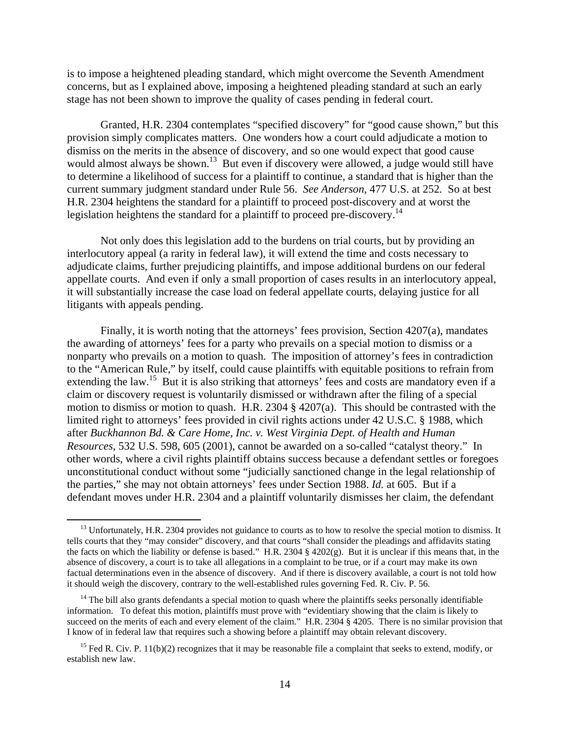is to impose a heightened pleading standard, which might overcome the Seventh Amendment concerns, but as I explained above, imposing a heightened pleading standard at such an early stage has not been shown to improve the quality of cases pending in federal court.

Granted, H.R. 2304 contemplates "specified discovery" for "good cause shown," but this provision simply complicates matters. One wonders how a court could adjudicate a motion to dismiss on the merits in the absence of discovery, and so one would expect that good cause would almost always be shown.[13] But even if discovery were allowed, a judge would still have to determine a likelihood of success for a plaintiff to continue, a standard that is higher than the current summary judgment standard under Rule 56. *See Anderson*, 477 U.S. at 252. So at best H.R. 2304 heightens the standard for a plaintiff to proceed post-discovery and at worst the legislation heightens the standard for a plaintiff to proceed pre-discovery.[14]

Not only does this legislation add to the burdens on trial courts, but by providing an interlocutory appeal (a rarity in federal law), it will extend the time and costs necessary to adjudicate claims, further prejudicing plaintiffs, and impose additional burdens on our federal appellate courts. And even if only a small proportion of cases results in an interlocutory appeal, it will substantially increase the case load on federal appellate courts, delaying justice for all litigants with appeals pending.

Finally, it is worth noting that the attorneys' fees provision, Section 4207(a), mandates the awarding of attorneys' fees for a party who prevails on a special motion to dismiss or a nonparty who prevails on a motion to quash. The imposition of attorney's fees in contradiction to the "American Rule," by itself, could cause plaintiffs with equitable positions to refrain from extending the law.[15] But it is also striking that attorneys' fees and costs are mandatory even if a claim or discovery request is voluntarily dismissed or withdrawn after the filing of a special motion to dismiss or motion to quash. H.R. 2304 § 4207(a). This should be contrasted with the limited right to attorneys' fees provided in civil rights actions under 42 U.S.C. § 1988, which after *Buckhannon Bd. & Care Home, Inc. v. West Virginia Dept. of Health and Human Resources*, 532 U.S. 598, 605 (2001), cannot be awarded on a so-called "catalyst theory." In other words, where a civil rights plaintiff obtains success because a defendant settles or foregoes unconstitutional conduct without some "judicially sanctioned change in the legal relationship of the parties," she may not obtain attorneys' fees under Section 1988. *Id.* at 605. But if a defendant moves under H.R. 2304 and a plaintiff voluntarily dismisses her claim, the defendant

---

[13] Unfortunately, H.R. 2304 provides not guidance to courts as to how to resolve the special motion to dismiss. It tells courts that they "may consider" discovery, and that courts "shall consider the pleadings and affidavits stating the facts on which the liability or defense is based." H.R. 2304 § 4202(g). But it is unclear if this means that, in the absence of discovery, a court is to take all allegations in a complaint to be true, or if a court may make its own factual determinations even in the absence of discovery. And if there is discovery available, a court is not told how it should weigh the discovery, contrary to the well-established rules governing Fed. R. Civ. P. 56.

[14] The bill also grants defendants a special motion to quash where the plaintiffs seeks personally identifiable information. To defeat this motion, plaintiffs must prove with "evidentiary showing that the claim is likely to succeed on the merits of each and every element of the claim." H.R. 2304 § 4205. There is no similar provision that I know of in federal law that requires such a showing before a plaintiff may obtain relevant discovery.

[15] Fed R. Civ. P. 11(b)(2) recognizes that it may be reasonable file a complaint that seeks to extend, modify, or establish new law.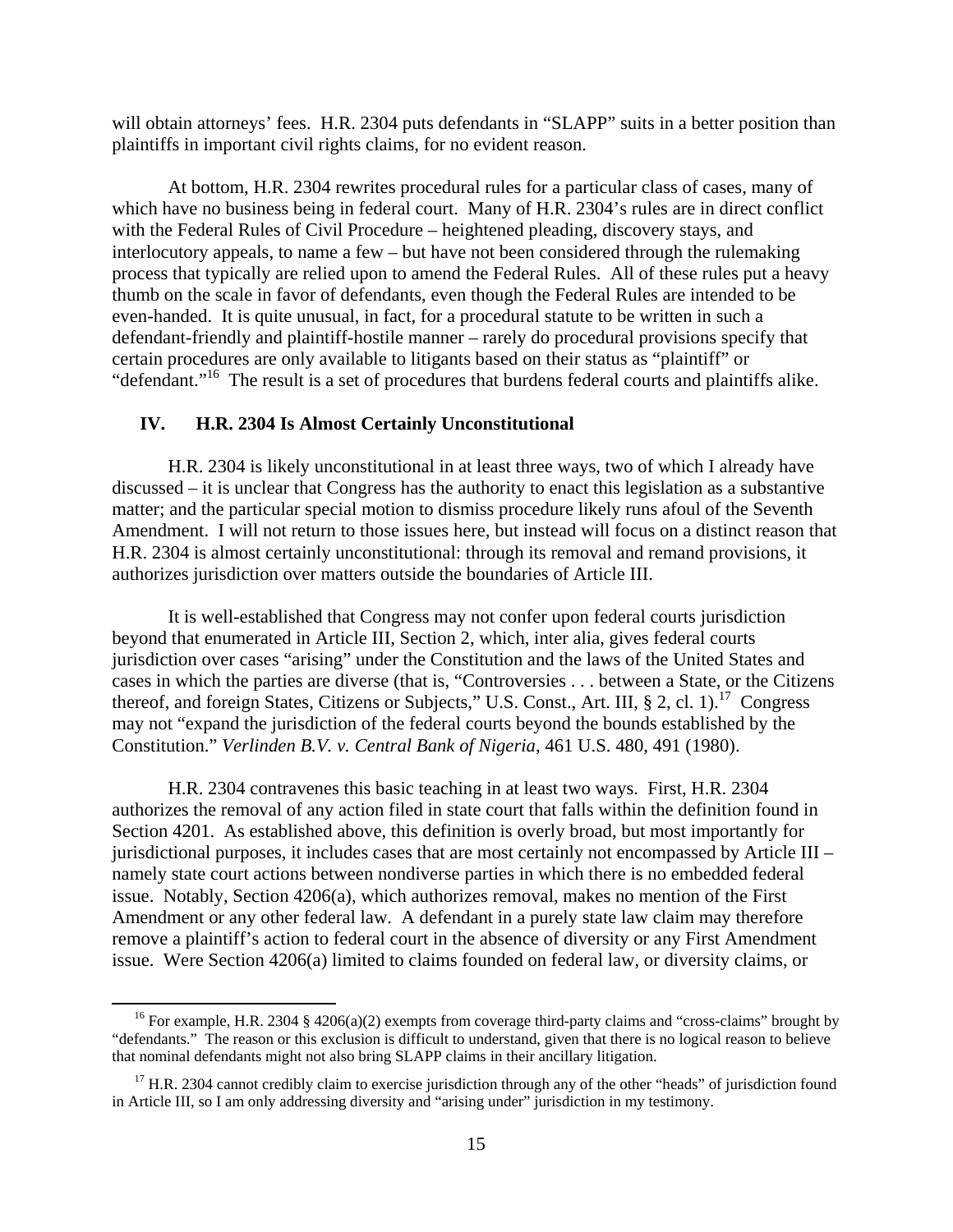will obtain attorneys' fees. H.R. 2304 puts defendants in "SLAPP" suits in a better position than plaintiffs in important civil rights claims, for no evident reason.

At bottom, H.R. 2304 rewrites procedural rules for a particular class of cases, many of which have no business being in federal court. Many of H.R. 2304's rules are in direct conflict with the Federal Rules of Civil Procedure – heightened pleading, discovery stays, and interlocutory appeals, to name a few – but have not been considered through the rulemaking process that typically are relied upon to amend the Federal Rules. All of these rules put a heavy thumb on the scale in favor of defendants, even though the Federal Rules are intended to be even-handed. It is quite unusual, in fact, for a procedural statute to be written in such a defendant-friendly and plaintiff-hostile manner – rarely do procedural provisions specify that certain procedures are only available to litigants based on their status as "plaintiff" or "defendant."[16] The result is a set of procedures that burdens federal courts and plaintiffs alike.

## IV. H.R. 2304 Is Almost Certainly Unconstitutional

H.R. 2304 is likely unconstitutional in at least three ways, two of which I already have discussed – it is unclear that Congress has the authority to enact this legislation as a substantive matter; and the particular special motion to dismiss procedure likely runs afoul of the Seventh Amendment. I will not return to those issues here, but instead will focus on a distinct reason that H.R. 2304 is almost certainly unconstitutional: through its removal and remand provisions, it authorizes jurisdiction over matters outside the boundaries of Article III.

It is well-established that Congress may not confer upon federal courts jurisdiction beyond that enumerated in Article III, Section 2, which, inter alia, gives federal courts jurisdiction over cases "arising" under the Constitution and the laws of the United States and cases in which the parties are diverse (that is, "Controversies . . . between a State, or the Citizens thereof, and foreign States, Citizens or Subjects," U.S. Const., Art. III, § 2, cl. 1).[17] Congress may not "expand the jurisdiction of the federal courts beyond the bounds established by the Constitution." *Verlinden B.V. v. Central Bank of Nigeria*, 461 U.S. 480, 491 (1980).

H.R. 2304 contravenes this basic teaching in at least two ways. First, H.R. 2304 authorizes the removal of any action filed in state court that falls within the definition found in Section 4201. As established above, this definition is overly broad, but most importantly for jurisdictional purposes, it includes cases that are most certainly not encompassed by Article III – namely state court actions between nondiverse parties in which there is no embedded federal issue. Notably, Section 4206(a), which authorizes removal, makes no mention of the First Amendment or any other federal law. A defendant in a purely state law claim may therefore remove a plaintiff's action to federal court in the absence of diversity or any First Amendment issue. Were Section 4206(a) limited to claims founded on federal law, or diversity claims, or

---

[16] For example, H.R. 2304 § 4206(a)(2) exempts from coverage third-party claims and "cross-claims" brought by "defendants." The reason or this exclusion is difficult to understand, given that there is no logical reason to believe that nominal defendants might not also bring SLAPP claims in their ancillary litigation.

[17] H.R. 2304 cannot credibly claim to exercise jurisdiction through any of the other "heads" of jurisdiction found in Article III, so I am only addressing diversity and "arising under" jurisdiction in my testimony.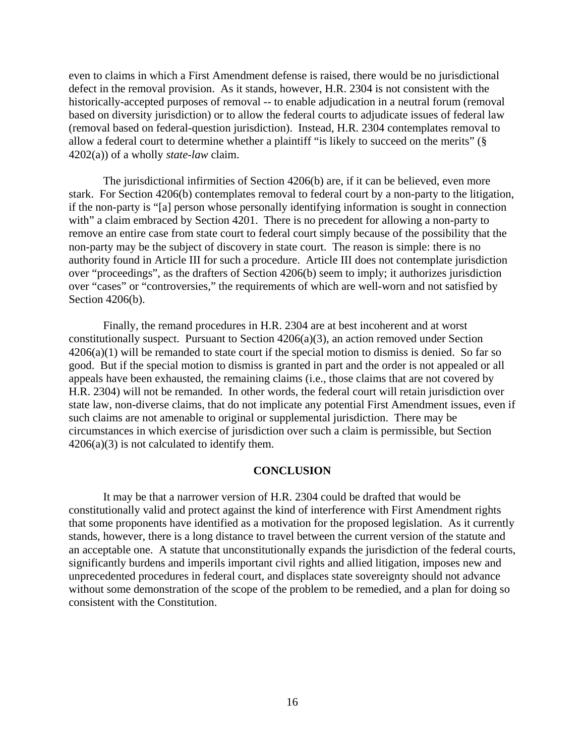even to claims in which a First Amendment defense is raised, there would be no jurisdictional defect in the removal provision. As it stands, however, H.R. 2304 is not consistent with the historically-accepted purposes of removal -- to enable adjudication in a neutral forum (removal based on diversity jurisdiction) or to allow the federal courts to adjudicate issues of federal law (removal based on federal-question jurisdiction). Instead, H.R. 2304 contemplates removal to allow a federal court to determine whether a plaintiff "is likely to succeed on the merits" (§ 4202(a)) of a wholly *state-law* claim.

The jurisdictional infirmities of Section 4206(b) are, if it can be believed, even more stark. For Section 4206(b) contemplates removal to federal court by a non-party to the litigation, if the non-party is "[a] person whose personally identifying information is sought in connection with" a claim embraced by Section 4201. There is no precedent for allowing a non-party to remove an entire case from state court to federal court simply because of the possibility that the non-party may be the subject of discovery in state court. The reason is simple: there is no authority found in Article III for such a procedure. Article III does not contemplate jurisdiction over "proceedings", as the drafters of Section 4206(b) seem to imply; it authorizes jurisdiction over "cases" or "controversies," the requirements of which are well-worn and not satisfied by Section 4206(b).

Finally, the remand procedures in H.R. 2304 are at best incoherent and at worst constitutionally suspect. Pursuant to Section 4206(a)(3), an action removed under Section 4206(a)(1) will be remanded to state court if the special motion to dismiss is denied. So far so good. But if the special motion to dismiss is granted in part and the order is not appealed or all appeals have been exhausted, the remaining claims (i.e., those claims that are not covered by H.R. 2304) will not be remanded. In other words, the federal court will retain jurisdiction over state law, non-diverse claims, that do not implicate any potential First Amendment issues, even if such claims are not amenable to original or supplemental jurisdiction. There may be circumstances in which exercise of jurisdiction over such a claim is permissible, but Section 4206(a)(3) is not calculated to identify them.

## CONCLUSION

It may be that a narrower version of H.R. 2304 could be drafted that would be constitutionally valid and protect against the kind of interference with First Amendment rights that some proponents have identified as a motivation for the proposed legislation. As it currently stands, however, there is a long distance to travel between the current version of the statute and an acceptable one. A statute that unconstitutionally expands the jurisdiction of the federal courts, significantly burdens and imperils important civil rights and allied litigation, imposes new and unprecedented procedures in federal court, and displaces state sovereignty should not advance without some demonstration of the scope of the problem to be remedied, and a plan for doing so consistent with the Constitution.